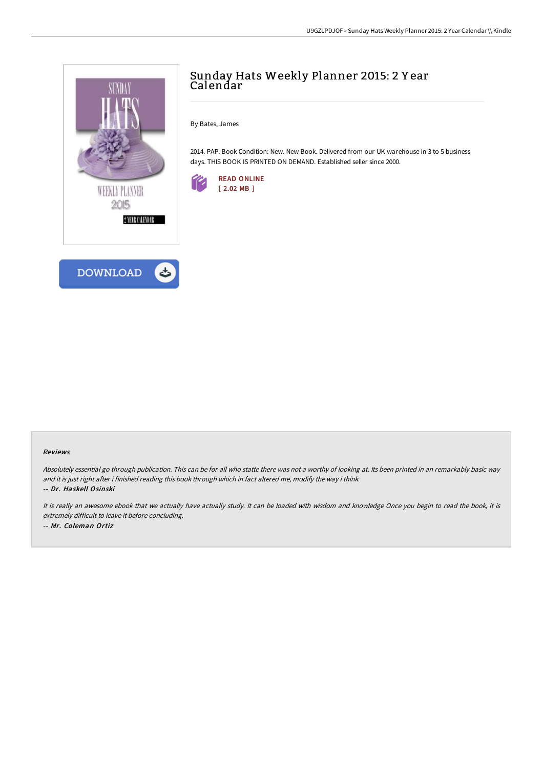# Sunday Hats Weekly Planner 2015: 2 Year Calendar

By Bates, James

2014. PAP. Book Condition: New. New Book. Delivered from our UK warehouse in 3 to 5 business days. THIS BOOK IS PRINTED ON DEMAND. Established seller since 2000.

READ ONLINE
[ 2.02 MB ]

DOWNLOAD

### Reviews

*Absolutely essential go through publication. This can be for all who statte there was not a worthy of looking at. Its been printed in an remarkably basic way and it is just right after i finished reading this book through which in fact altered me, modify the way i think.*

*-- Dr. Haskell Osinski*

*It is really an awesome ebook that we actually have actually study. It can be loaded with wisdom and knowledge Once you begin to read the book, it is extremely difficult to leave it before concluding.*

*-- Mr. Coleman Ortiz*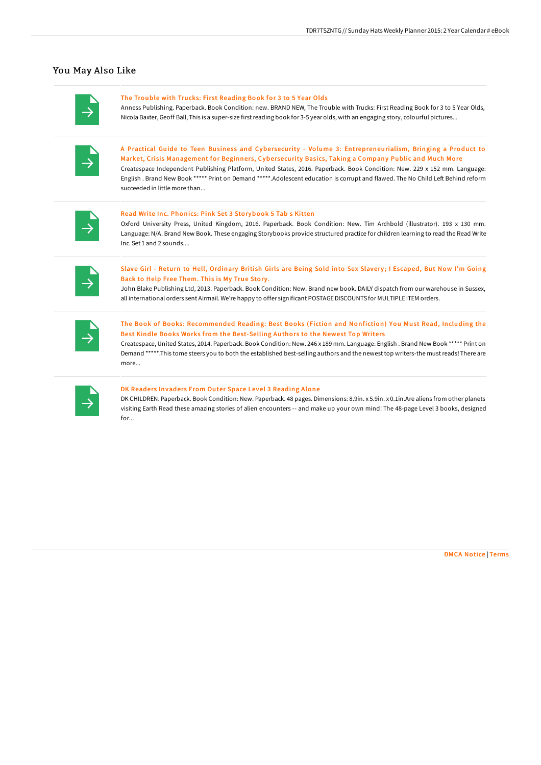## You May Also Like

**The Trouble with Trucks: First Reading Book for 3 to 5 Year Olds**

Anness Publishing. Paperback. Book Condition: new. BRAND NEW, The Trouble with Trucks: First Reading Book for 3 to 5 Year Olds, Nicola Baxter, Geoff Ball, This is a super-size first reading book for 3-5 year olds, with an engaging story, colourful pictures...

**A Practical Guide to Teen Business and Cybersecurity - Volume 3: Entrepreneurialism, Bringing a Product to Market, Crisis Management for Beginners, Cybersecurity Basics, Taking a Company Public and Much More**

Createspace Independent Publishing Platform, United States, 2016. Paperback. Book Condition: New. 229 x 152 mm. Language: English . Brand New Book ***** Print on Demand *****.Adolescent education is corrupt and flawed. The No Child Left Behind reform succeeded in little more than...

**Read Write Inc. Phonics: Pink Set 3 Storybook 5 Tab s Kitten**

Oxford University Press, United Kingdom, 2016. Paperback. Book Condition: New. Tim Archbold (illustrator). 193 x 130 mm. Language: N/A. Brand New Book. These engaging Storybooks provide structured practice for children learning to read the Read Write Inc. Set 1 and 2 sounds....

**Slave Girl - Return to Hell, Ordinary British Girls are Being Sold into Sex Slavery; I Escaped, But Now I'm Going Back to Help Free Them. This is My True Story.**

John Blake Publishing Ltd, 2013. Paperback. Book Condition: New. Brand new book. DAILY dispatch from our warehouse in Sussex, all international orders sent Airmail. We're happy to offer significant POSTAGE DISCOUNTS for MULTIPLE ITEM orders.

**The Book of Books: Recommended Reading: Best Books (Fiction and Nonfiction) You Must Read, Including the Best Kindle Books Works from the Best-Selling Authors to the Newest Top Writers**

Createspace, United States, 2014. Paperback. Book Condition: New. 246 x 189 mm. Language: English . Brand New Book ***** Print on Demand *****.This tome steers you to both the established best-selling authors and the newest top writers-the must reads! There are more...

**DK Readers Invaders From Outer Space Level 3 Reading Alone**

DK CHILDREN. Paperback. Book Condition: New. Paperback. 48 pages. Dimensions: 8.9in. x 5.9in. x 0.1in.Are aliens from other planets visiting Earth Read these amazing stories of alien encounters -- and make up your own mind! The 48-page Level 3 books, designed for...